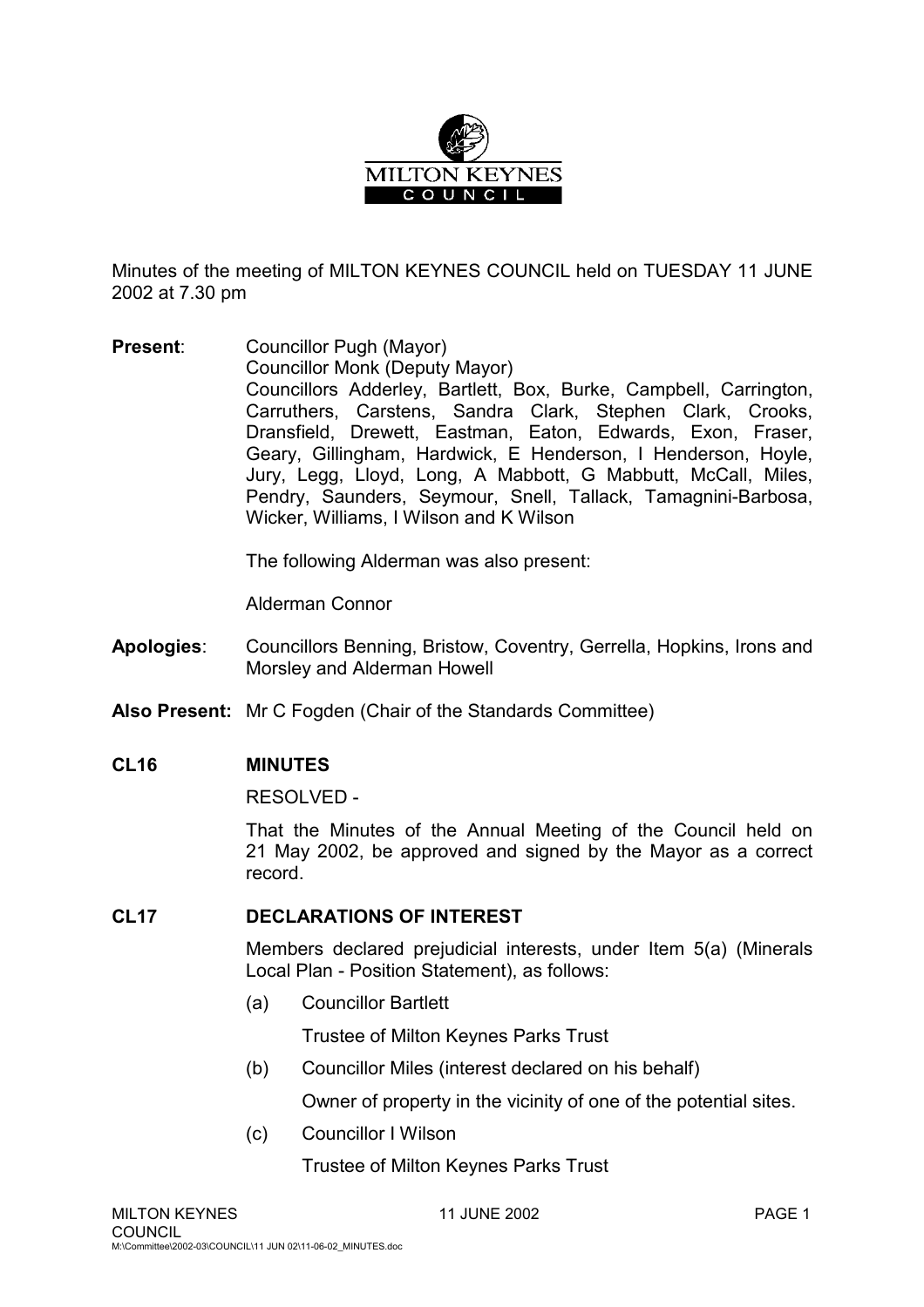MILTON KEYNES COUNCIL

Minutes of the meeting of MILTON KEYNES COUNCIL held on TUESDAY 11 JUNE 2002 at 7.30 pm

**Present**: Councillor Pugh (Mayor)
Councillor Monk (Deputy Mayor)
Councillors Adderley, Bartlett, Box, Burke, Campbell, Carrington, Carruthers, Carstens, Sandra Clark, Stephen Clark, Crooks, Dransfield, Drewett, Eastman, Eaton, Edwards, Exon, Fraser, Geary, Gillingham, Hardwick, E Henderson, I Henderson, Hoyle, Jury, Legg, Lloyd, Long, A Mabbott, G Mabbutt, McCall, Miles, Pendry, Saunders, Seymour, Snell, Tallack, Tamagnini-Barbosa, Wicker, Williams, I Wilson and K Wilson

The following Alderman was also present:

Alderman Connor

**Apologies**: Councillors Benning, Bristow, Coventry, Gerrella, Hopkins, Irons and Morsley and Alderman Howell

**Also Present:** Mr C Fogden (Chair of the Standards Committee)

## CL16 MINUTES

RESOLVED -

That the Minutes of the Annual Meeting of the Council held on 21 May 2002, be approved and signed by the Mayor as a correct record.

## CL17 DECLARATIONS OF INTEREST

Members declared prejudicial interests, under Item 5(a) (Minerals Local Plan - Position Statement), as follows:

(a) Councillor Bartlett

Trustee of Milton Keynes Parks Trust

(b) Councillor Miles (interest declared on his behalf)

Owner of property in the vicinity of one of the potential sites.

(c) Councillor I Wilson

Trustee of Milton Keynes Parks Trust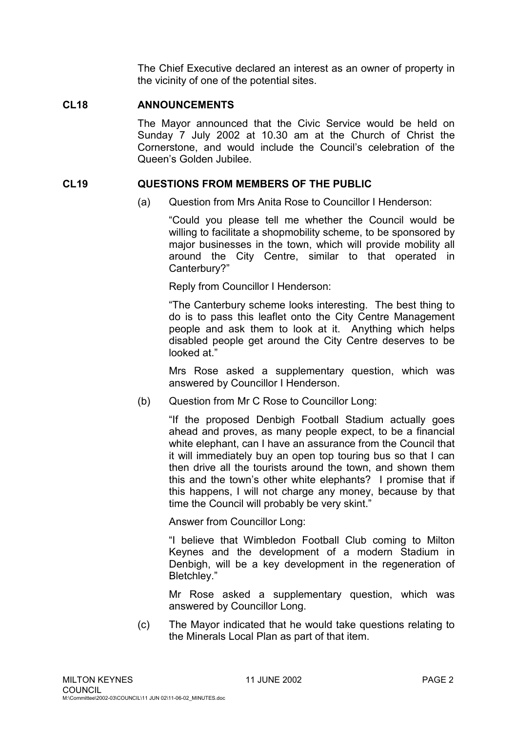The Chief Executive declared an interest as an owner of property in the vicinity of one of the potential sites.

## CL18 ANNOUNCEMENTS

The Mayor announced that the Civic Service would be held on Sunday 7 July 2002 at 10.30 am at the Church of Christ the Cornerstone, and would include the Council's celebration of the Queen's Golden Jubilee.

## CL19 QUESTIONS FROM MEMBERS OF THE PUBLIC

(a) Question from Mrs Anita Rose to Councillor I Henderson:

"Could you please tell me whether the Council would be willing to facilitate a shopmobility scheme, to be sponsored by major businesses in the town, which will provide mobility all around the City Centre, similar to that operated in Canterbury?"

Reply from Councillor I Henderson:

"The Canterbury scheme looks interesting. The best thing to do is to pass this leaflet onto the City Centre Management people and ask them to look at it. Anything which helps disabled people get around the City Centre deserves to be looked at."

Mrs Rose asked a supplementary question, which was answered by Councillor I Henderson.

(b) Question from Mr C Rose to Councillor Long:

"If the proposed Denbigh Football Stadium actually goes ahead and proves, as many people expect, to be a financial white elephant, can I have an assurance from the Council that it will immediately buy an open top touring bus so that I can then drive all the tourists around the town, and shown them this and the town's other white elephants? I promise that if this happens, I will not charge any money, because by that time the Council will probably be very skint."

Answer from Councillor Long:

"I believe that Wimbledon Football Club coming to Milton Keynes and the development of a modern Stadium in Denbigh, will be a key development in the regeneration of Bletchley."

Mr Rose asked a supplementary question, which was answered by Councillor Long.

(c) The Mayor indicated that he would take questions relating to the Minerals Local Plan as part of that item.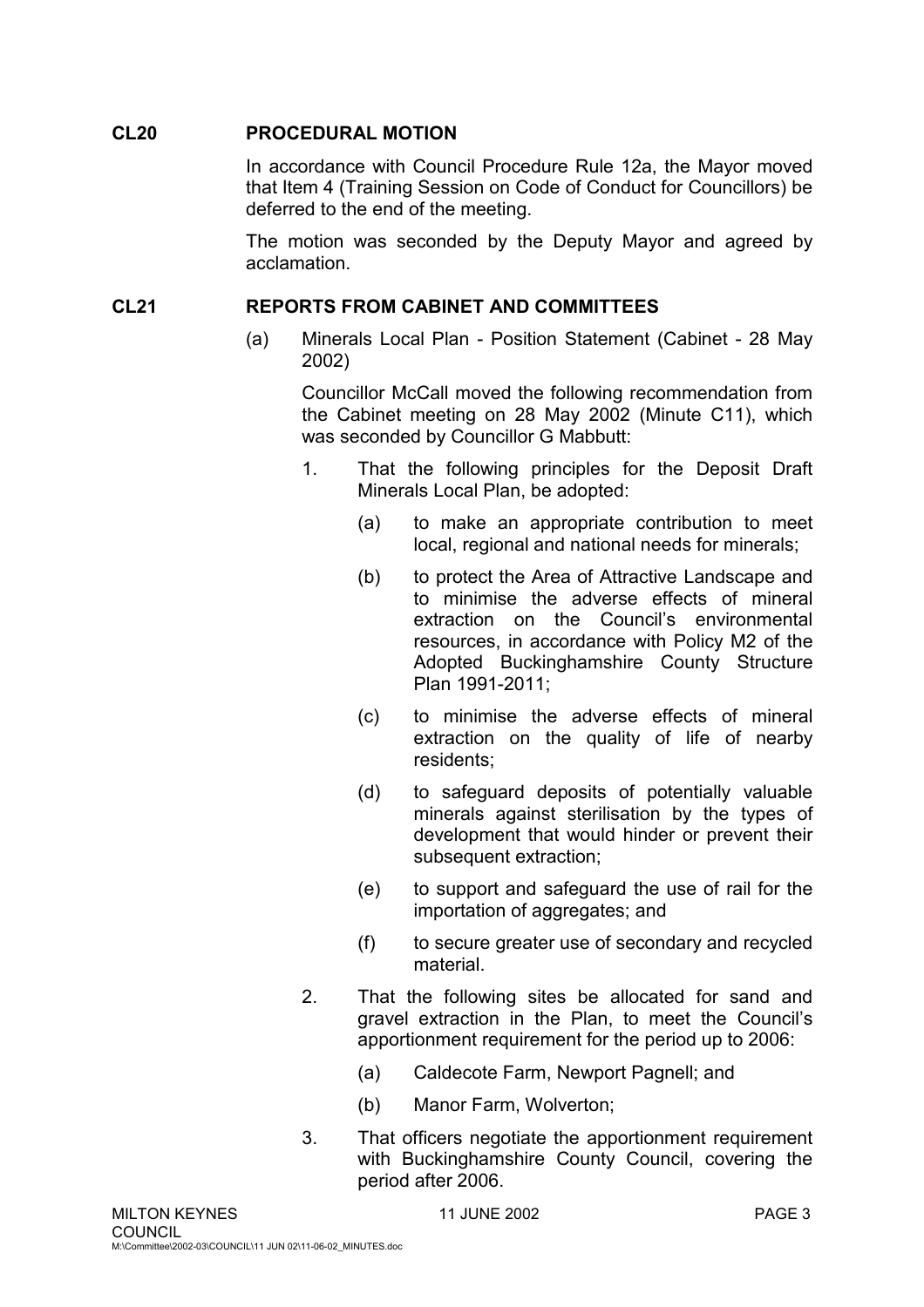## CL20 PROCEDURAL MOTION

In accordance with Council Procedure Rule 12a, the Mayor moved that Item 4 (Training Session on Code of Conduct for Councillors) be deferred to the end of the meeting.

The motion was seconded by the Deputy Mayor and agreed by acclamation.

## CL21 REPORTS FROM CABINET AND COMMITTEES

(a) Minerals Local Plan - Position Statement (Cabinet - 28 May 2002)

Councillor McCall moved the following recommendation from the Cabinet meeting on 28 May 2002 (Minute C11), which was seconded by Councillor G Mabbutt:

1. That the following principles for the Deposit Draft Minerals Local Plan, be adopted:

   (a) to make an appropriate contribution to meet local, regional and national needs for minerals;

   (b) to protect the Area of Attractive Landscape and to minimise the adverse effects of mineral extraction on the Council's environmental resources, in accordance with Policy M2 of the Adopted Buckinghamshire County Structure Plan 1991-2011;

   (c) to minimise the adverse effects of mineral extraction on the quality of life of nearby residents;

   (d) to safeguard deposits of potentially valuable minerals against sterilisation by the types of development that would hinder or prevent their subsequent extraction;

   (e) to support and safeguard the use of rail for the importation of aggregates; and

   (f) to secure greater use of secondary and recycled material.

2. That the following sites be allocated for sand and gravel extraction in the Plan, to meet the Council's apportionment requirement for the period up to 2006:

   (a) Caldecote Farm, Newport Pagnell; and

   (b) Manor Farm, Wolverton;

3. That officers negotiate the apportionment requirement with Buckinghamshire County Council, covering the period after 2006.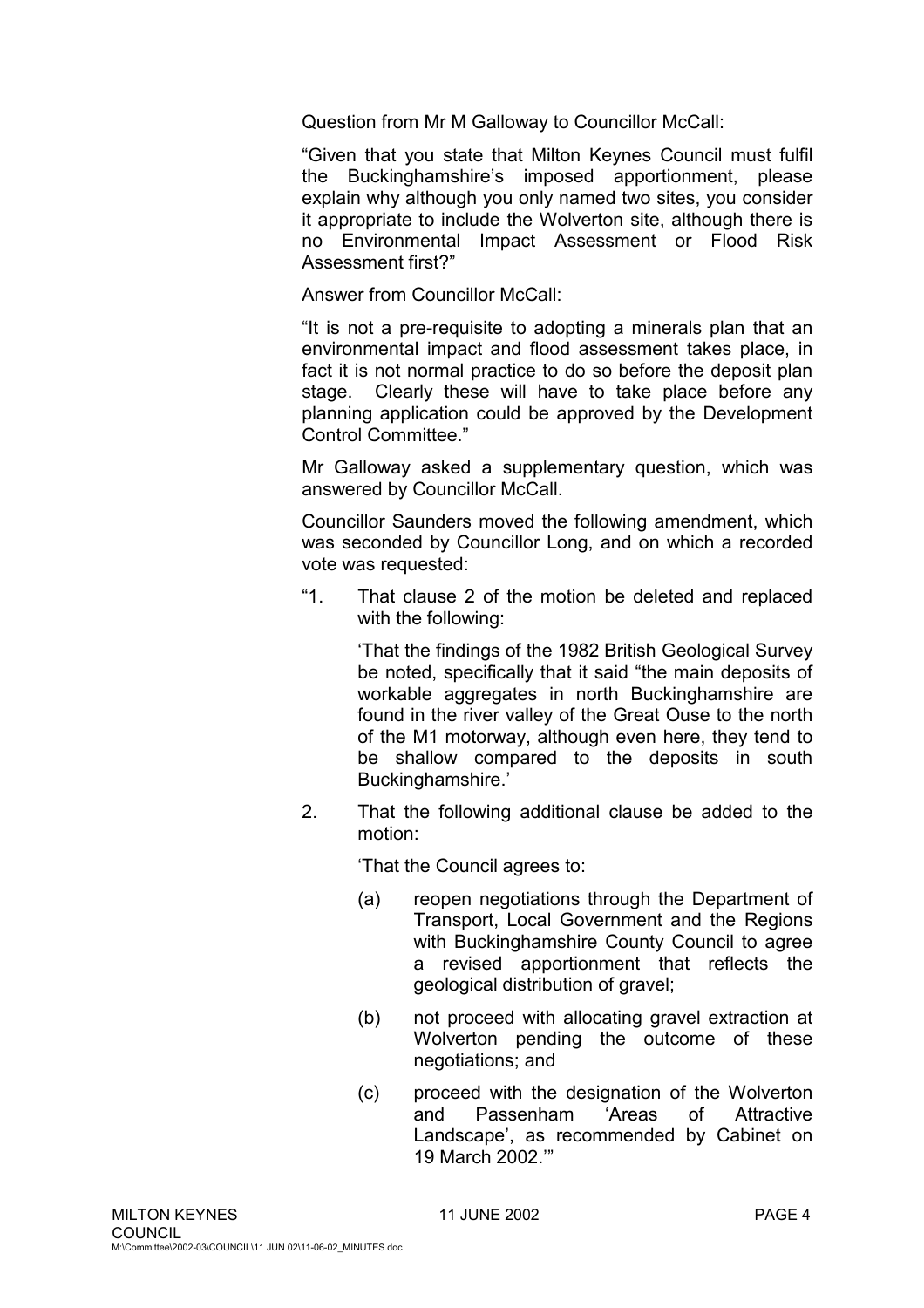Question from Mr M Galloway to Councillor McCall:

"Given that you state that Milton Keynes Council must fulfil the Buckinghamshire's imposed apportionment, please explain why although you only named two sites, you consider it appropriate to include the Wolverton site, although there is no Environmental Impact Assessment or Flood Risk Assessment first?"

Answer from Councillor McCall:

"It is not a pre-requisite to adopting a minerals plan that an environmental impact and flood assessment takes place, in fact it is not normal practice to do so before the deposit plan stage. Clearly these will have to take place before any planning application could be approved by the Development Control Committee."

Mr Galloway asked a supplementary question, which was answered by Councillor McCall.

Councillor Saunders moved the following amendment, which was seconded by Councillor Long, and on which a recorded vote was requested:

"1. That clause 2 of the motion be deleted and replaced with the following:

   'That the findings of the 1982 British Geological Survey be noted, specifically that it said "the main deposits of workable aggregates in north Buckinghamshire are found in the river valley of the Great Ouse to the north of the M1 motorway, although even here, they tend to be shallow compared to the deposits in south Buckinghamshire.'

2. That the following additional clause be added to the motion:

   'That the Council agrees to:

   (a) reopen negotiations through the Department of Transport, Local Government and the Regions with Buckinghamshire County Council to agree a revised apportionment that reflects the geological distribution of gravel;

   (b) not proceed with allocating gravel extraction at Wolverton pending the outcome of these negotiations; and

   (c) proceed with the designation of the Wolverton and Passenham 'Areas of Attractive Landscape', as recommended by Cabinet on 19 March 2002.'"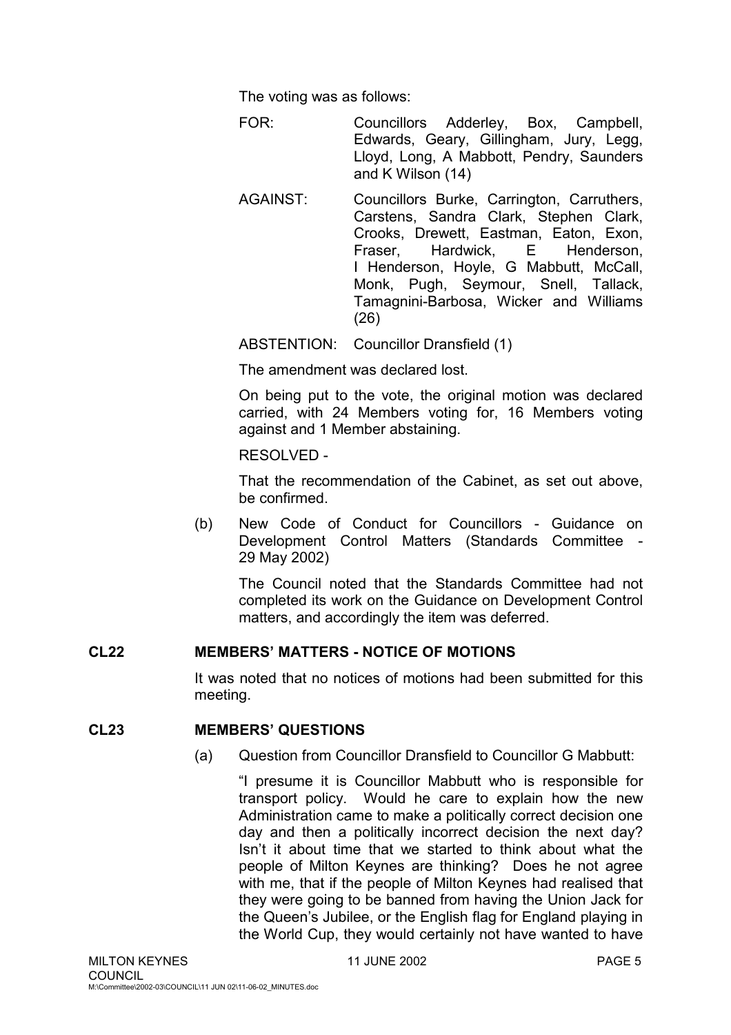The voting was as follows:

FOR: Councillors Adderley, Box, Campbell, Edwards, Geary, Gillingham, Jury, Legg, Lloyd, Long, A Mabbott, Pendry, Saunders and K Wilson (14)

AGAINST: Councillors Burke, Carrington, Carruthers, Carstens, Sandra Clark, Stephen Clark, Crooks, Drewett, Eastman, Eaton, Exon, Fraser, Hardwick, E Henderson, I Henderson, Hoyle, G Mabbutt, McCall, Monk, Pugh, Seymour, Snell, Tallack, Tamagnini-Barbosa, Wicker and Williams (26)

ABSTENTION: Councillor Dransfield (1)

The amendment was declared lost.

On being put to the vote, the original motion was declared carried, with 24 Members voting for, 16 Members voting against and 1 Member abstaining.

RESOLVED -

That the recommendation of the Cabinet, as set out above, be confirmed.

(b) New Code of Conduct for Councillors - Guidance on Development Control Matters (Standards Committee - 29 May 2002)

The Council noted that the Standards Committee had not completed its work on the Guidance on Development Control matters, and accordingly the item was deferred.

## CL22 MEMBERS' MATTERS - NOTICE OF MOTIONS

It was noted that no notices of motions had been submitted for this meeting.

## CL23 MEMBERS' QUESTIONS

(a) Question from Councillor Dransfield to Councillor G Mabbutt:

"I presume it is Councillor Mabbutt who is responsible for transport policy. Would he care to explain how the new Administration came to make a politically correct decision one day and then a politically incorrect decision the next day? Isn't it about time that we started to think about what the people of Milton Keynes are thinking? Does he not agree with me, that if the people of Milton Keynes had realised that they were going to be banned from having the Union Jack for the Queen's Jubilee, or the English flag for England playing in the World Cup, they would certainly not have wanted to have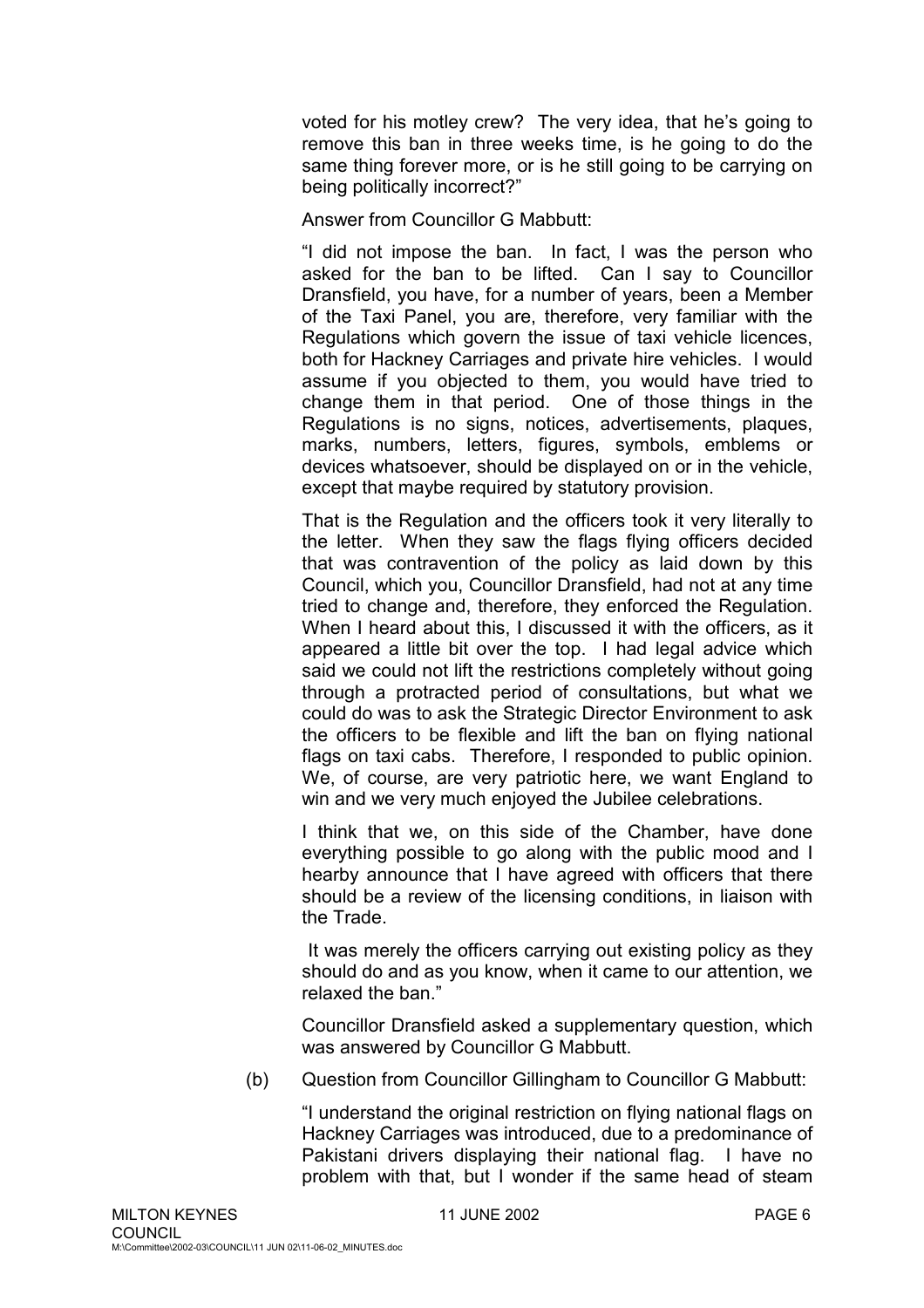voted for his motley crew? The very idea, that he's going to remove this ban in three weeks time, is he going to do the same thing forever more, or is he still going to be carrying on being politically incorrect?"

Answer from Councillor G Mabbutt:

"I did not impose the ban. In fact, I was the person who asked for the ban to be lifted. Can I say to Councillor Dransfield, you have, for a number of years, been a Member of the Taxi Panel, you are, therefore, very familiar with the Regulations which govern the issue of taxi vehicle licences, both for Hackney Carriages and private hire vehicles. I would assume if you objected to them, you would have tried to change them in that period. One of those things in the Regulations is no signs, notices, advertisements, plaques, marks, numbers, letters, figures, symbols, emblems or devices whatsoever, should be displayed on or in the vehicle, except that maybe required by statutory provision.

That is the Regulation and the officers took it very literally to the letter. When they saw the flags flying officers decided that was contravention of the policy as laid down by this Council, which you, Councillor Dransfield, had not at any time tried to change and, therefore, they enforced the Regulation. When I heard about this, I discussed it with the officers, as it appeared a little bit over the top. I had legal advice which said we could not lift the restrictions completely without going through a protracted period of consultations, but what we could do was to ask the Strategic Director Environment to ask the officers to be flexible and lift the ban on flying national flags on taxi cabs. Therefore, I responded to public opinion. We, of course, are very patriotic here, we want England to win and we very much enjoyed the Jubilee celebrations.

I think that we, on this side of the Chamber, have done everything possible to go along with the public mood and I hearby announce that I have agreed with officers that there should be a review of the licensing conditions, in liaison with the Trade.

It was merely the officers carrying out existing policy as they should do and as you know, when it came to our attention, we relaxed the ban."

Councillor Dransfield asked a supplementary question, which was answered by Councillor G Mabbutt.

(b) Question from Councillor Gillingham to Councillor G Mabbutt:

"I understand the original restriction on flying national flags on Hackney Carriages was introduced, due to a predominance of Pakistani drivers displaying their national flag. I have no problem with that, but I wonder if the same head of steam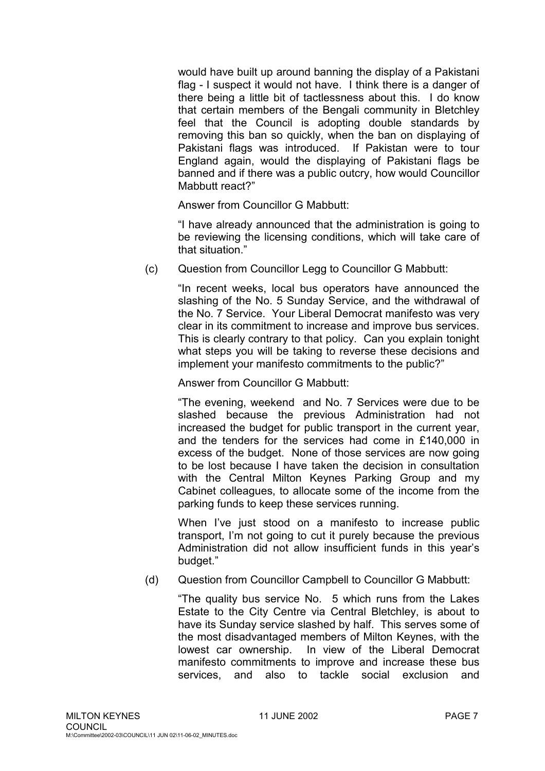would have built up around banning the display of a Pakistani flag - I suspect it would not have. I think there is a danger of there being a little bit of tactlessness about this. I do know that certain members of the Bengali community in Bletchley feel that the Council is adopting double standards by removing this ban so quickly, when the ban on displaying of Pakistani flags was introduced. If Pakistan were to tour England again, would the displaying of Pakistani flags be banned and if there was a public outcry, how would Councillor Mabbutt react?"

Answer from Councillor G Mabbutt:

"I have already announced that the administration is going to be reviewing the licensing conditions, which will take care of that situation."

(c) Question from Councillor Legg to Councillor G Mabbutt:

"In recent weeks, local bus operators have announced the slashing of the No. 5 Sunday Service, and the withdrawal of the No. 7 Service. Your Liberal Democrat manifesto was very clear in its commitment to increase and improve bus services. This is clearly contrary to that policy. Can you explain tonight what steps you will be taking to reverse these decisions and implement your manifesto commitments to the public?"

Answer from Councillor G Mabbutt:

"The evening, weekend and No. 7 Services were due to be slashed because the previous Administration had not increased the budget for public transport in the current year, and the tenders for the services had come in £140,000 in excess of the budget. None of those services are now going to be lost because I have taken the decision in consultation with the Central Milton Keynes Parking Group and my Cabinet colleagues, to allocate some of the income from the parking funds to keep these services running.

When I've just stood on a manifesto to increase public transport, I'm not going to cut it purely because the previous Administration did not allow insufficient funds in this year's budget."

(d) Question from Councillor Campbell to Councillor G Mabbutt:

"The quality bus service No. 5 which runs from the Lakes Estate to the City Centre via Central Bletchley, is about to have its Sunday service slashed by half. This serves some of the most disadvantaged members of Milton Keynes, with the lowest car ownership. In view of the Liberal Democrat manifesto commitments to improve and increase these bus services, and also to tackle social exclusion and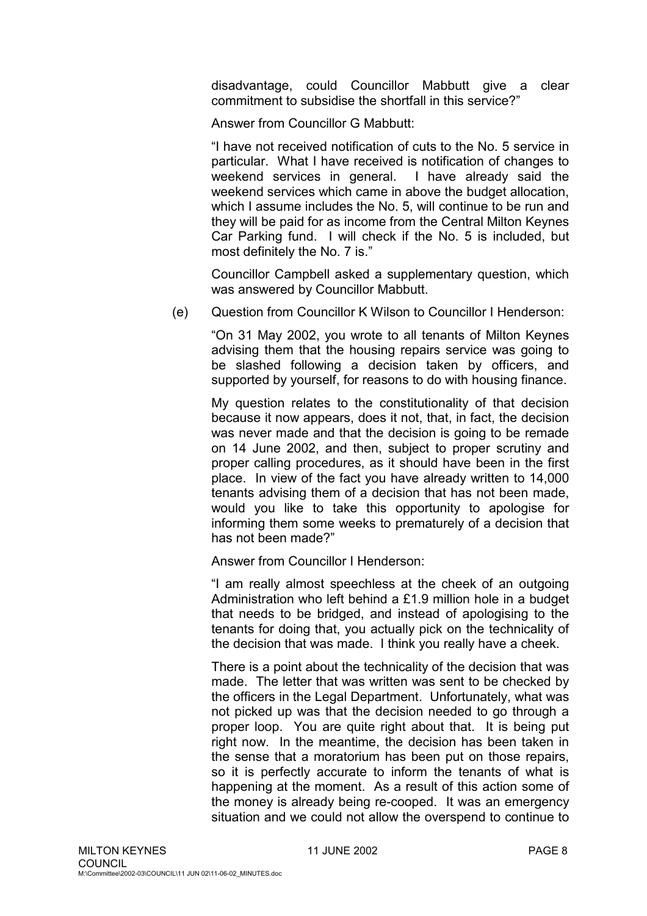disadvantage, could Councillor Mabbutt give a clear commitment to subsidise the shortfall in this service?"

Answer from Councillor G Mabbutt:

"I have not received notification of cuts to the No. 5 service in particular. What I have received is notification of changes to weekend services in general. I have already said the weekend services which came in above the budget allocation, which I assume includes the No. 5, will continue to be run and they will be paid for as income from the Central Milton Keynes Car Parking fund. I will check if the No. 5 is included, but most definitely the No. 7 is."

Councillor Campbell asked a supplementary question, which was answered by Councillor Mabbutt.

(e) Question from Councillor K Wilson to Councillor I Henderson:

"On 31 May 2002, you wrote to all tenants of Milton Keynes advising them that the housing repairs service was going to be slashed following a decision taken by officers, and supported by yourself, for reasons to do with housing finance.

My question relates to the constitutionality of that decision because it now appears, does it not, that, in fact, the decision was never made and that the decision is going to be remade on 14 June 2002, and then, subject to proper scrutiny and proper calling procedures, as it should have been in the first place. In view of the fact you have already written to 14,000 tenants advising them of a decision that has not been made, would you like to take this opportunity to apologise for informing them some weeks to prematurely of a decision that has not been made?"

Answer from Councillor I Henderson:

"I am really almost speechless at the cheek of an outgoing Administration who left behind a £1.9 million hole in a budget that needs to be bridged, and instead of apologising to the tenants for doing that, you actually pick on the technicality of the decision that was made. I think you really have a cheek.

There is a point about the technicality of the decision that was made. The letter that was written was sent to be checked by the officers in the Legal Department. Unfortunately, what was not picked up was that the decision needed to go through a proper loop. You are quite right about that. It is being put right now. In the meantime, the decision has been taken in the sense that a moratorium has been put on those repairs, so it is perfectly accurate to inform the tenants of what is happening at the moment. As a result of this action some of the money is already being re-cooped. It was an emergency situation and we could not allow the overspend to continue to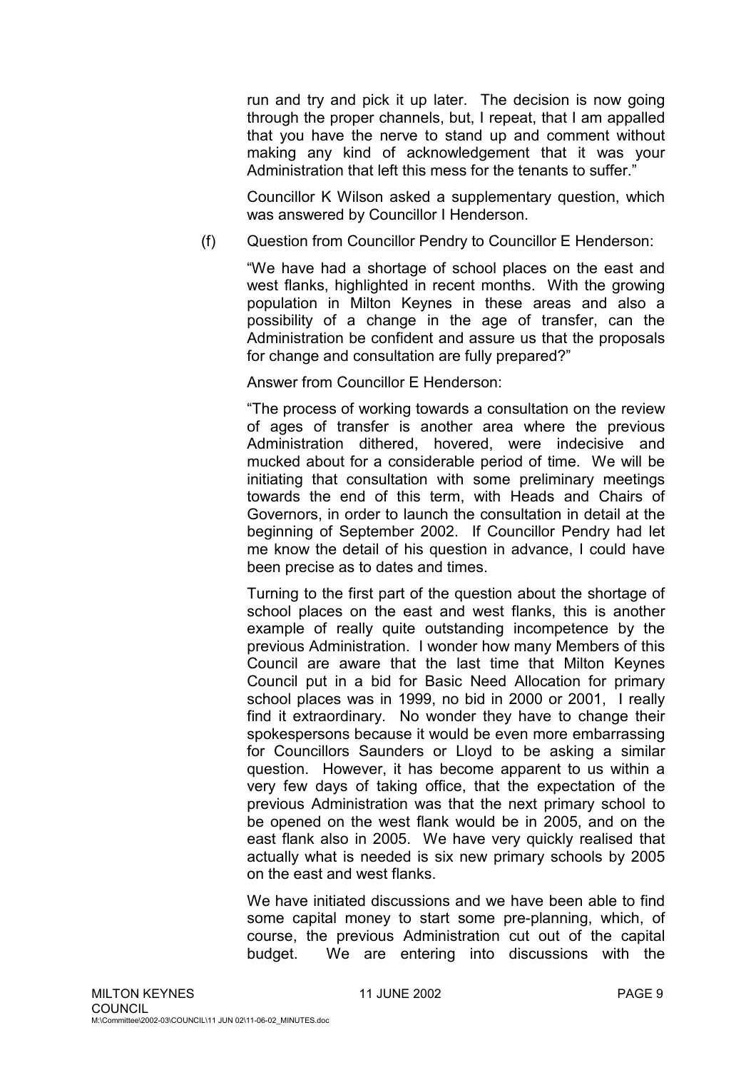run and try and pick it up later. The decision is now going through the proper channels, but, I repeat, that I am appalled that you have the nerve to stand up and comment without making any kind of acknowledgement that it was your Administration that left this mess for the tenants to suffer."

Councillor K Wilson asked a supplementary question, which was answered by Councillor I Henderson.

(f) Question from Councillor Pendry to Councillor E Henderson:

"We have had a shortage of school places on the east and west flanks, highlighted in recent months. With the growing population in Milton Keynes in these areas and also a possibility of a change in the age of transfer, can the Administration be confident and assure us that the proposals for change and consultation are fully prepared?"

Answer from Councillor E Henderson:

"The process of working towards a consultation on the review of ages of transfer is another area where the previous Administration dithered, hovered, were indecisive and mucked about for a considerable period of time. We will be initiating that consultation with some preliminary meetings towards the end of this term, with Heads and Chairs of Governors, in order to launch the consultation in detail at the beginning of September 2002. If Councillor Pendry had let me know the detail of his question in advance, I could have been precise as to dates and times.

Turning to the first part of the question about the shortage of school places on the east and west flanks, this is another example of really quite outstanding incompetence by the previous Administration. I wonder how many Members of this Council are aware that the last time that Milton Keynes Council put in a bid for Basic Need Allocation for primary school places was in 1999, no bid in 2000 or 2001, I really find it extraordinary. No wonder they have to change their spokespersons because it would be even more embarrassing for Councillors Saunders or Lloyd to be asking a similar question. However, it has become apparent to us within a very few days of taking office, that the expectation of the previous Administration was that the next primary school to be opened on the west flank would be in 2005, and on the east flank also in 2005. We have very quickly realised that actually what is needed is six new primary schools by 2005 on the east and west flanks.

We have initiated discussions and we have been able to find some capital money to start some pre-planning, which, of course, the previous Administration cut out of the capital budget. We are entering into discussions with the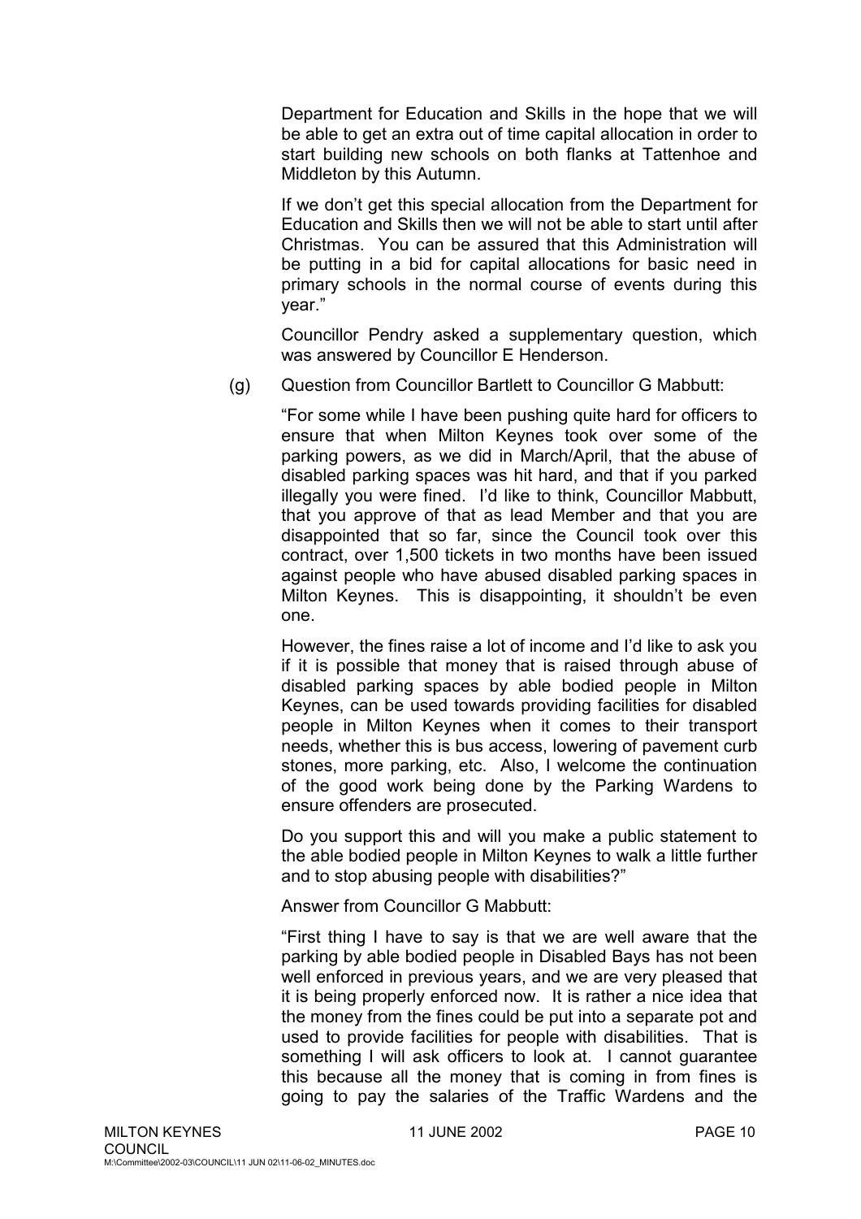Department for Education and Skills in the hope that we will be able to get an extra out of time capital allocation in order to start building new schools on both flanks at Tattenhoe and Middleton by this Autumn.

If we don't get this special allocation from the Department for Education and Skills then we will not be able to start until after Christmas. You can be assured that this Administration will be putting in a bid for capital allocations for basic need in primary schools in the normal course of events during this year."

Councillor Pendry asked a supplementary question, which was answered by Councillor E Henderson.

(g) Question from Councillor Bartlett to Councillor G Mabbutt:

"For some while I have been pushing quite hard for officers to ensure that when Milton Keynes took over some of the parking powers, as we did in March/April, that the abuse of disabled parking spaces was hit hard, and that if you parked illegally you were fined. I'd like to think, Councillor Mabbutt, that you approve of that as lead Member and that you are disappointed that so far, since the Council took over this contract, over 1,500 tickets in two months have been issued against people who have abused disabled parking spaces in Milton Keynes. This is disappointing, it shouldn't be even one.

However, the fines raise a lot of income and I'd like to ask you if it is possible that money that is raised through abuse of disabled parking spaces by able bodied people in Milton Keynes, can be used towards providing facilities for disabled people in Milton Keynes when it comes to their transport needs, whether this is bus access, lowering of pavement curb stones, more parking, etc. Also, I welcome the continuation of the good work being done by the Parking Wardens to ensure offenders are prosecuted.

Do you support this and will you make a public statement to the able bodied people in Milton Keynes to walk a little further and to stop abusing people with disabilities?"

Answer from Councillor G Mabbutt:

"First thing I have to say is that we are well aware that the parking by able bodied people in Disabled Bays has not been well enforced in previous years, and we are very pleased that it is being properly enforced now. It is rather a nice idea that the money from the fines could be put into a separate pot and used to provide facilities for people with disabilities. That is something I will ask officers to look at. I cannot guarantee this because all the money that is coming in from fines is going to pay the salaries of the Traffic Wardens and the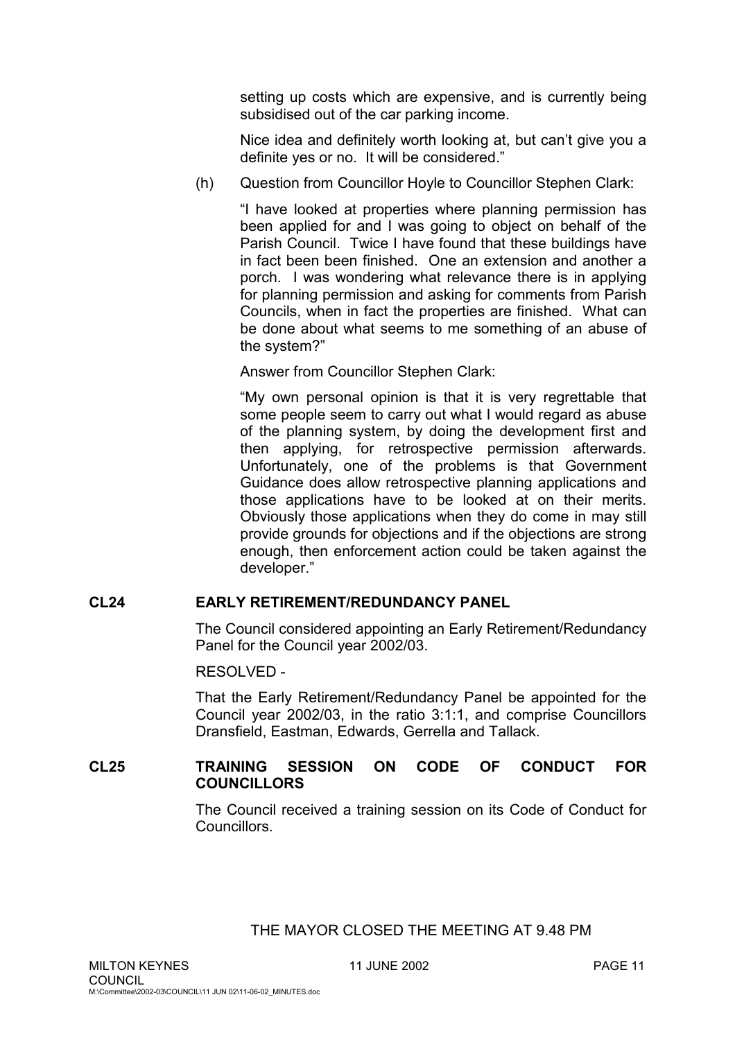setting up costs which are expensive, and is currently being subsidised out of the car parking income.

Nice idea and definitely worth looking at, but can't give you a definite yes or no. It will be considered."

(h) Question from Councillor Hoyle to Councillor Stephen Clark:

"I have looked at properties where planning permission has been applied for and I was going to object on behalf of the Parish Council. Twice I have found that these buildings have in fact been been finished. One an extension and another a porch. I was wondering what relevance there is in applying for planning permission and asking for comments from Parish Councils, when in fact the properties are finished. What can be done about what seems to me something of an abuse of the system?"

Answer from Councillor Stephen Clark:

"My own personal opinion is that it is very regrettable that some people seem to carry out what I would regard as abuse of the planning system, by doing the development first and then applying, for retrospective permission afterwards. Unfortunately, one of the problems is that Government Guidance does allow retrospective planning applications and those applications have to be looked at on their merits. Obviously those applications when they do come in may still provide grounds for objections and if the objections are strong enough, then enforcement action could be taken against the developer."

## CL24 EARLY RETIREMENT/REDUNDANCY PANEL

The Council considered appointing an Early Retirement/Redundancy Panel for the Council year 2002/03.

RESOLVED -

That the Early Retirement/Redundancy Panel be appointed for the Council year 2002/03, in the ratio 3:1:1, and comprise Councillors Dransfield, Eastman, Edwards, Gerrella and Tallack.

## CL25 TRAINING SESSION ON CODE OF CONDUCT FOR COUNCILLORS

The Council received a training session on its Code of Conduct for Councillors.

THE MAYOR CLOSED THE MEETING AT 9.48 PM